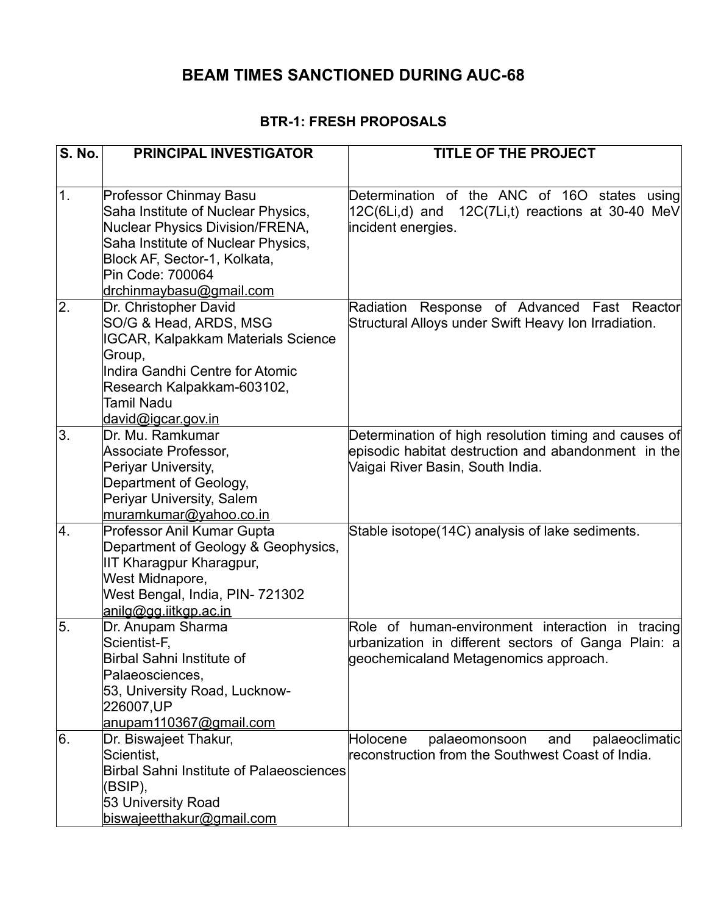# BEAM TIMES SANCTIONED DURING AUC-68

## BTR-1: FRESH PROPOSALS

| S. No. | PRINCIPAL INVESTIGATOR | TITLE OF THE PROJECT |
|---|---|---|
| 1. | Professor Chinmay Basu<br>Saha Institute of Nuclear Physics,<br>Nuclear Physics Division/FRENA,<br>Saha Institute of Nuclear Physics,<br>Block AF, Sector-1, Kolkata,<br>Pin Code: 700064<br>drchinmaybasu@gmail.com | Determination of the ANC of 16O states using 12C(6Li,d) and 12C(7Li,t) reactions at 30-40 MeV incident energies. |
| 2. | Dr. Christopher David<br>SO/G & Head, ARDS, MSG<br>IGCAR, Kalpakkam Materials Science Group,<br>Indira Gandhi Centre for Atomic Research Kalpakkam-603102,<br>Tamil Nadu<br>david@igcar.gov.in | Radiation Response of Advanced Fast Reactor Structural Alloys under Swift Heavy Ion Irradiation. |
| 3. | Dr. Mu. Ramkumar<br>Associate Professor,<br>Periyar University,<br>Department of Geology,<br>Periyar University, Salem<br>muramkumar@yahoo.co.in | Determination of high resolution timing and causes of episodic habitat destruction and abandonment in the Vaigai River Basin, South India. |
| 4. | Professor Anil Kumar Gupta<br>Department of Geology & Geophysics,<br>IIT Kharagpur Kharagpur,<br>West Midnapore,<br>West Bengal, India, PIN- 721302<br>anilg@gg.iitkgp.ac.in | Stable isotope(14C) analysis of lake sediments. |
| 5. | Dr. Anupam Sharma<br>Scientist-F,<br>Birbal Sahni Institute of Palaeosciences,<br>53, University Road, Lucknow-226007,UP<br>anupam110367@gmail.com | Role of human-environment interaction in tracing urbanization in different sectors of Ganga Plain: a geochemicaland Metagenomics approach. |
| 6. | Dr. Biswajeet Thakur,<br>Scientist,<br>Birbal Sahni Institute of Palaeosciences (BSIP),<br>53 University Road<br>biswajeetthakur@gmail.com | Holocene palaeomonsoon and palaeoclimatic reconstruction from the Southwest Coast of India. |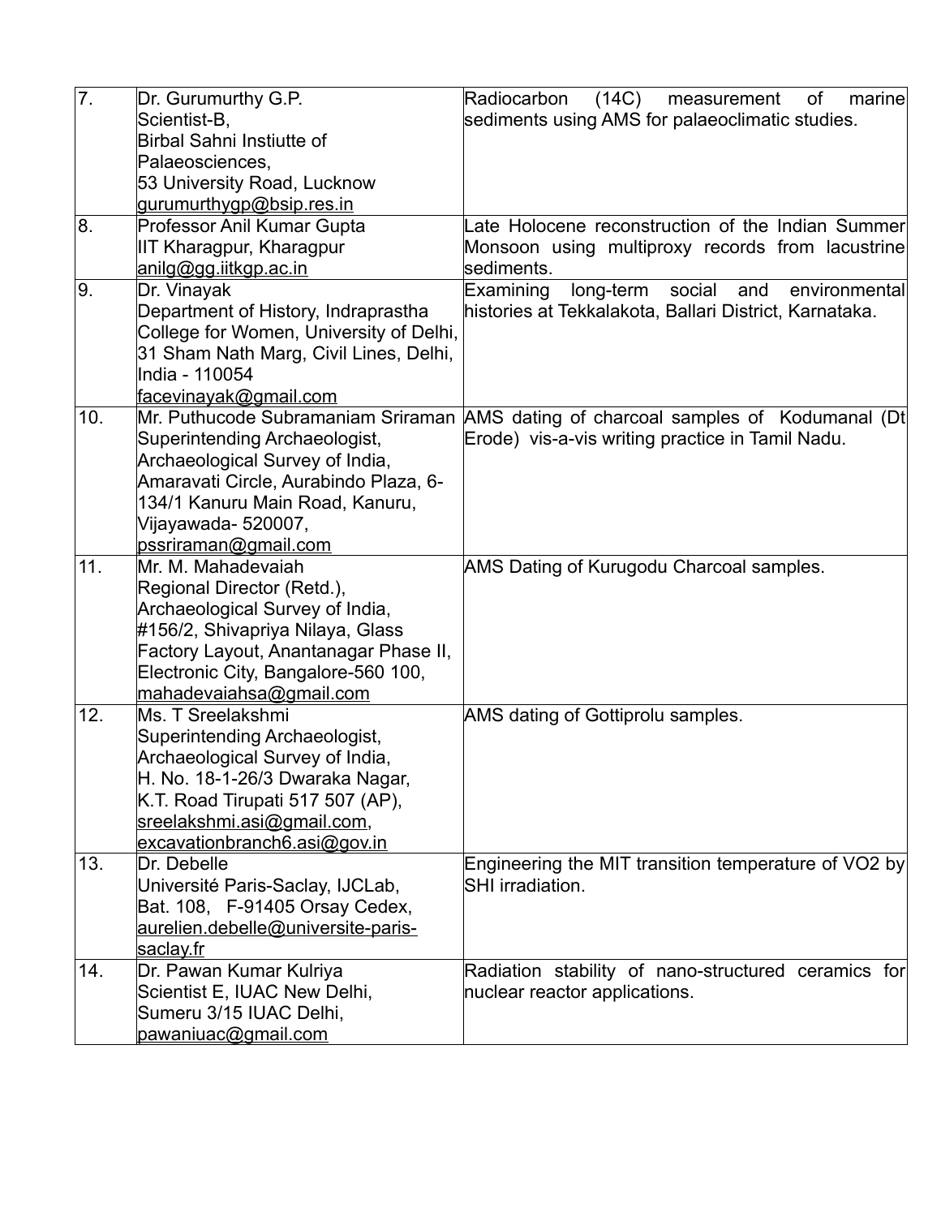| 7. | Dr. Gurumurthy G.P.<br>Scientist-B,<br>Birbal Sahni Instiutte of Palaeosciences,<br>53 University Road, Lucknow<br>gurumurthygp@bsip.res.in | Radiocarbon (14C) measurement of marine sediments using AMS for palaeoclimatic studies. |
|---|---|---|
| 8. | Professor Anil Kumar Gupta<br>IIT Kharagpur, Kharagpur<br>anilg@gg.iitkgp.ac.in | Late Holocene reconstruction of the Indian Summer Monsoon using multiproxy records from lacustrine sediments. |
| 9. | Dr. Vinayak<br>Department of History, Indraprastha College for Women, University of Delhi, 31 Sham Nath Marg, Civil Lines, Delhi, India - 110054<br>facevinayak@gmail.com | Examining long-term social and environmental histories at Tekkalakota, Ballari District, Karnataka. |
| 10. | Mr. Puthucode Subramaniam Sriraman<br>Superintending Archaeologist, Archaeological Survey of India, Amaravati Circle, Aurabindo Plaza, 6-134/1 Kanuru Main Road, Kanuru, Vijayawada- 520007,<br>pssriraman@gmail.com | AMS dating of charcoal samples of Kodumanal (Dt Erode) vis-a-vis writing practice in Tamil Nadu. |
| 11. | Mr. M. Mahadevaiah<br>Regional Director (Retd.), Archaeological Survey of India, #156/2, Shivapriya Nilaya, Glass Factory Layout, Anantanagar Phase II, Electronic City, Bangalore-560 100,<br>mahadevaiahsa@gmail.com | AMS Dating of Kurugodu Charcoal samples. |
| 12. | Ms. T Sreelakshmi<br>Superintending Archaeologist, Archaeological Survey of India, H. No. 18-1-26/3 Dwaraka Nagar, K.T. Road Tirupati 517 507 (AP),<br>sreelakshmi.asi@gmail.com, excavationbranch6.asi@gov.in | AMS dating of Gottiprolu samples. |
| 13. | Dr. Debelle<br>Université Paris-Saclay, IJCLab, Bat. 108, F-91405 Orsay Cedex,<br>aurelien.debelle@universite-paris-saclay.fr | Engineering the MIT transition temperature of $VO_2$ by SHI irradiation. |
| 14. | Dr. Pawan Kumar Kulriya<br>Scientist E, IUAC New Delhi, Sumeru 3/15 IUAC Delhi,<br>pawaniuac@gmail.com | Radiation stability of nano-structured ceramics for nuclear reactor applications. |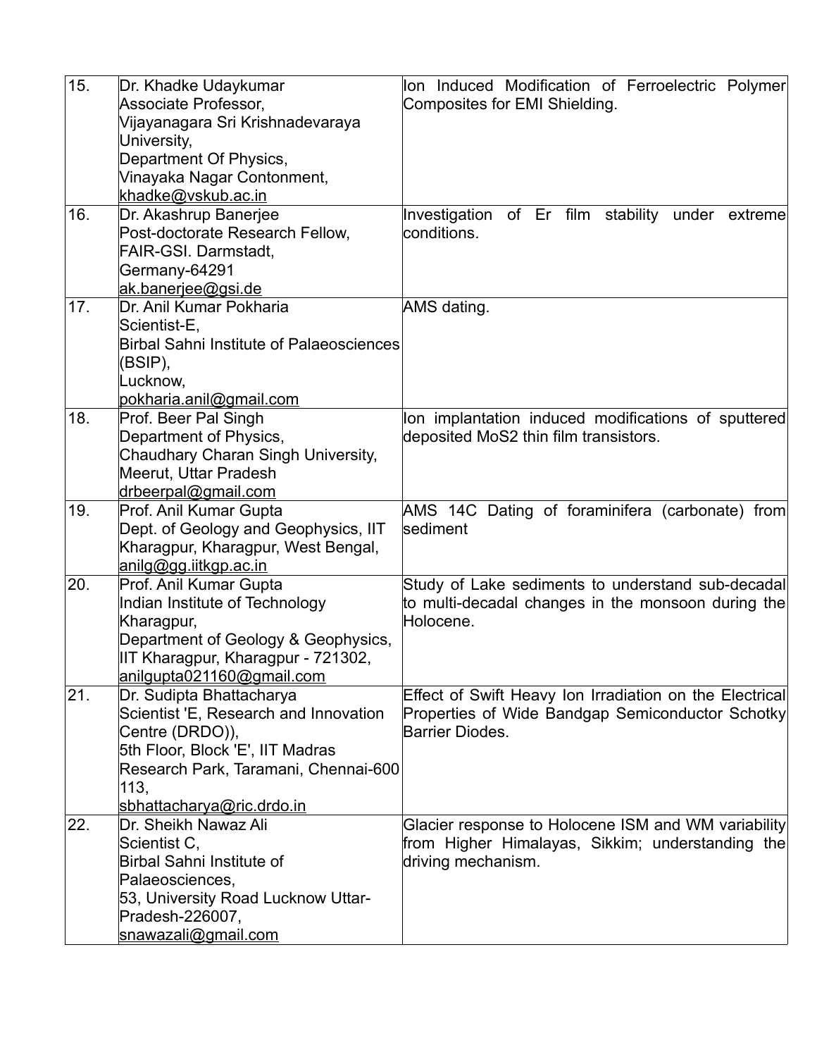| | | |
|---|---|---|
| 15. | Dr. Khadke Udaykumar<br>Associate Professor,<br>Vijayanagara Sri Krishnadevaraya University,<br>Department Of Physics,<br>Vinayaka Nagar Contonment,<br>khadke@vskub.ac.in | Ion Induced Modification of Ferroelectric Polymer Composites for EMI Shielding. |
| 16. | Dr. Akashrup Banerjee<br>Post-doctorate Research Fellow,<br>FAIR-GSI. Darmstadt,<br>Germany-64291<br>ak.banerjee@gsi.de | Investigation of Er film stability under extreme conditions. |
| 17. | Dr. Anil Kumar Pokharia<br>Scientist-E,<br>Birbal Sahni Institute of Palaeosciences (BSIP),<br>Lucknow,<br>pokharia.anil@gmail.com | AMS dating. |
| 18. | Prof. Beer Pal Singh<br>Department of Physics,<br>Chaudhary Charan Singh University,<br>Meerut, Uttar Pradesh<br>drbeerpal@gmail.com | Ion implantation induced modifications of sputtered deposited $MoS_2$ thin film transistors. |
| 19. | Prof. Anil Kumar Gupta<br>Dept. of Geology and Geophysics, IIT Kharagpur, Kharagpur, West Bengal,<br>anilg@gg.iitkgp.ac.in | AMS 14C Dating of foraminifera (carbonate) from sediment |
| 20. | Prof. Anil Kumar Gupta<br>Indian Institute of Technology Kharagpur,<br>Department of Geology & Geophysics,<br>IIT Kharagpur, Kharagpur - 721302,<br>anilgupta021160@gmail.com | Study of Lake sediments to understand sub-decadal to multi-decadal changes in the monsoon during the Holocene. |
| 21. | Dr. Sudipta Bhattacharya<br>Scientist 'E, Research and Innovation Centre (DRDO)),<br>5th Floor, Block 'E', IIT Madras Research Park, Taramani, Chennai-600 113,<br>sbhattacharya@ric.drdo.in | Effect of Swift Heavy Ion Irradiation on the Electrical Properties of Wide Bandgap Semiconductor Schottky Barrier Diodes. |
| 22. | Dr. Sheikh Nawaz Ali<br>Scientist C,<br>Birbal Sahni Institute of Palaeosciences,<br>53, University Road Lucknow Uttar-Pradesh-226007,<br>snawazali@gmail.com | Glacier response to Holocene ISM and WM variability from Higher Himalayas, Sikkim; understanding the driving mechanism. |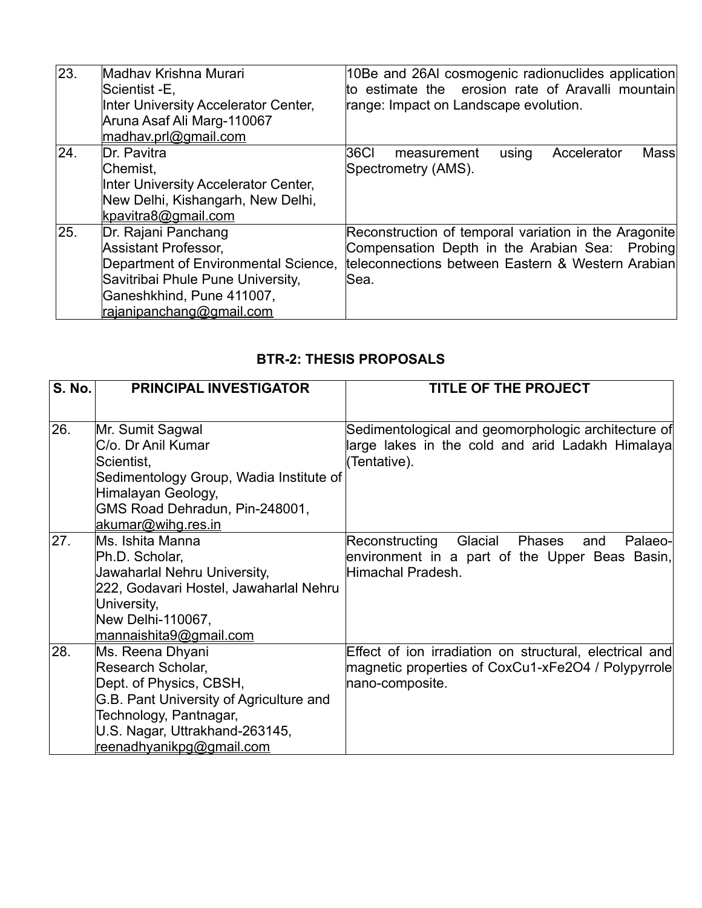| | | |
|---|---|---|
| 23. | Madhav Krishna Murari<br>Scientist -E,<br>Inter University Accelerator Center,<br>Aruna Asaf Ali Marg-110067<br>madhav.prl@gmail.com | 10Be and 26Al cosmogenic radionuclides application to estimate the erosion rate of Aravalli mountain range: Impact on Landscape evolution. |
| 24. | Dr. Pavitra<br>Chemist,<br>Inter University Accelerator Center,<br>New Delhi, Kishangarh, New Delhi,<br>kpavitra8@gmail.com | 36Cl measurement using Accelerator Mass Spectrometry (AMS). |
| 25. | Dr. Rajani Panchang<br>Assistant Professor,<br>Department of Environmental Science,<br>Savitribai Phule Pune University,<br>Ganeshkhind, Pune 411007,<br>rajanipanchang@gmail.com | Reconstruction of temporal variation in the Aragonite Compensation Depth in the Arabian Sea: Probing teleconnections between Eastern & Western Arabian Sea. |

### BTR-2: THESIS PROPOSALS

| S. No. | PRINCIPAL INVESTIGATOR | TITLE OF THE PROJECT |
|---|---|---|
| 26. | Mr. Sumit Sagwal<br>C/o. Dr Anil Kumar<br>Scientist,<br>Sedimentology Group, Wadia Institute of Himalayan Geology,<br>GMS Road Dehradun, Pin-248001,<br>akumar@wihg.res.in | Sedimentological and geomorphologic architecture of large lakes in the cold and arid Ladakh Himalaya (Tentative). |
| 27. | Ms. Ishita Manna<br>Ph.D. Scholar,<br>Jawaharlal Nehru University,<br>222, Godavari Hostel, Jawaharlal Nehru University,<br>New Delhi-110067,<br>mannaishita9@gmail.com | Reconstructing Glacial Phases and Palaeo-environment in a part of the Upper Beas Basin, Himachal Pradesh. |
| 28. | Ms. Reena Dhyani<br>Research Scholar,<br>Dept. of Physics, CBSH,<br>G.B. Pant University of Agriculture and Technology, Pantnagar,<br>U.S. Nagar, Uttrakhand-263145,<br>reenadhyanikpg@gmail.com | Effect of ion irradiation on structural, electrical and magnetic properties of $Co_xCu_{1-x}Fe_2O_4$ / Polypyrrole nano-composite. |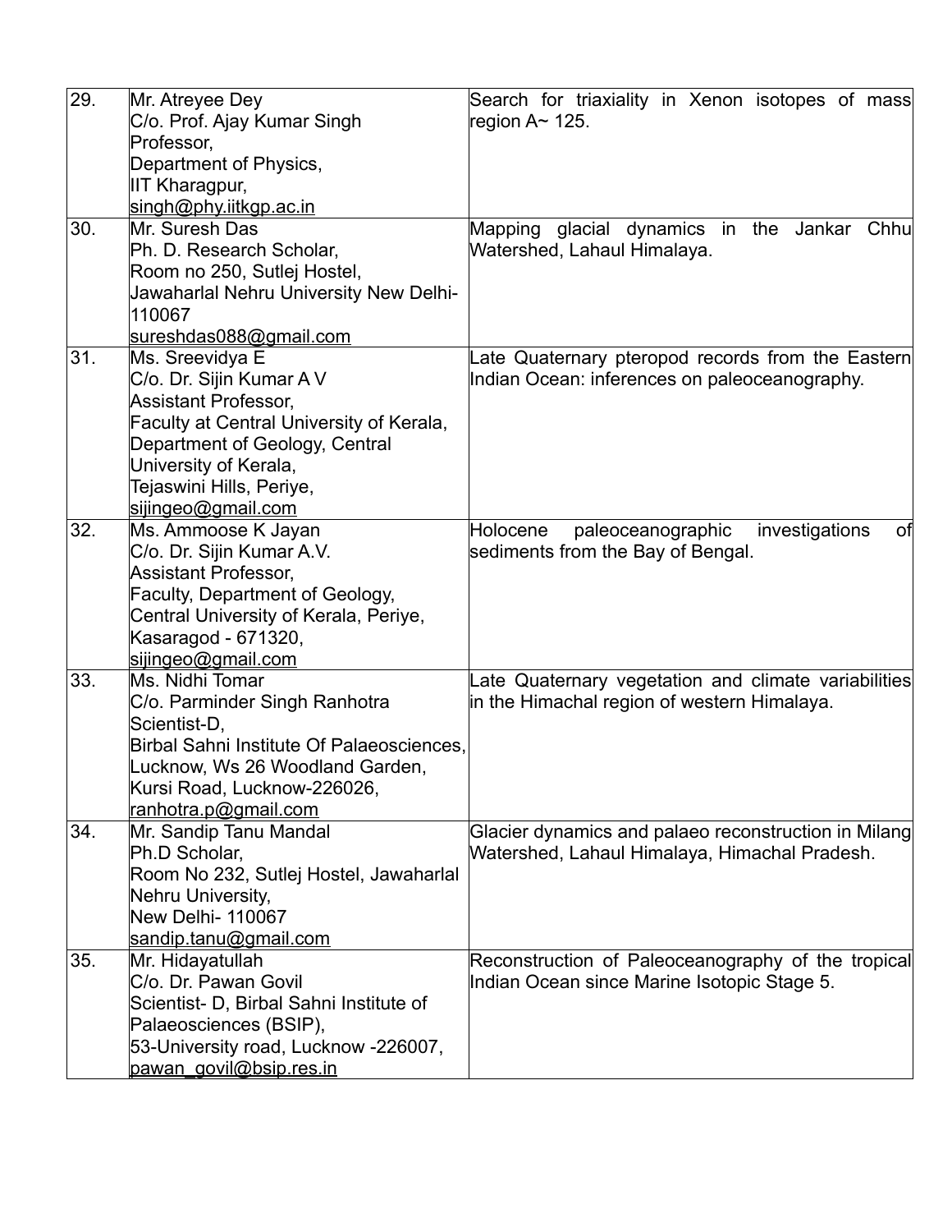| | | |
|---|---|---|
| 29. | Mr. Atreyee Dey<br>C/o. Prof. Ajay Kumar Singh<br>Professor,<br>Department of Physics,<br>IIT Kharagpur,<br>singh@phy.iitkgp.ac.in | Search for triaxiality in Xenon isotopes of mass region A~ 125. |
| 30. | Mr. Suresh Das<br>Ph. D. Research Scholar,<br>Room no 250, Sutlej Hostel,<br>Jawaharlal Nehru University New Delhi-110067<br>sureshdas088@gmail.com | Mapping glacial dynamics in the Jankar Chhu Watershed, Lahaul Himalaya. |
| 31. | Ms. Sreevidya E<br>C/o. Dr. Sijin Kumar A V<br>Assistant Professor,<br>Faculty at Central University of Kerala,<br>Department of Geology, Central University of Kerala,<br>Tejaswini Hills, Periye,<br>sijingeo@gmail.com | Late Quaternary pteropod records from the Eastern Indian Ocean: inferences on paleoceanography. |
| 32. | Ms. Ammoose K Jayan<br>C/o. Dr. Sijin Kumar A.V.<br>Assistant Professor,<br>Faculty, Department of Geology,<br>Central University of Kerala, Periye,<br>Kasaragod - 671320,<br>sijingeo@gmail.com | Holocene paleoceanographic investigations of sediments from the Bay of Bengal. |
| 33. | Ms. Nidhi Tomar<br>C/o. Parminder Singh Ranhotra<br>Scientist-D,<br>Birbal Sahni Institute Of Palaeosciences,<br>Lucknow, Ws 26 Woodland Garden,<br>Kursi Road, Lucknow-226026,<br>ranhotra.p@gmail.com | Late Quaternary vegetation and climate variabilities in the Himachal region of western Himalaya. |
| 34. | Mr. Sandip Tanu Mandal<br>Ph.D Scholar,<br>Room No 232, Sutlej Hostel, Jawaharlal Nehru University,<br>New Delhi- 110067<br>sandip.tanu@gmail.com | Glacier dynamics and palaeo reconstruction in Milang Watershed, Lahaul Himalaya, Himachal Pradesh. |
| 35. | Mr. Hidayatullah<br>C/o. Dr. Pawan Govil<br>Scientist- D, Birbal Sahni Institute of Palaeosciences (BSIP),<br>53-University road, Lucknow -226007,<br>pawan_govil@bsip.res.in | Reconstruction of Paleoceanography of the tropical Indian Ocean since Marine Isotopic Stage 5. |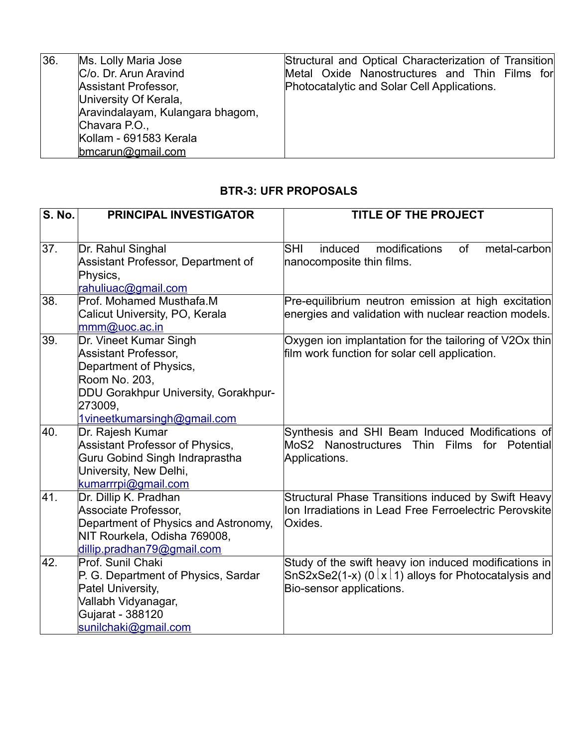| | | |
|---|---|---|
| 36. | Ms. Lolly Maria Jose<br>C/o. Dr. Arun Aravind<br>Assistant Professor,<br>University Of Kerala,<br>Aravindalayam, Kulangara bhagom,<br>Chavara P.O.,<br>Kollam - 691583 Kerala<br>bmcarun@gmail.com | Structural and Optical Characterization of Transition Metal Oxide Nanostructures and Thin Films for Photocatalytic and Solar Cell Applications. |

### BTR-3: UFR PROPOSALS

| S. No. | PRINCIPAL INVESTIGATOR | TITLE OF THE PROJECT |
|---|---|---|
| 37. | Dr. Rahul Singhal<br>Assistant Professor, Department of Physics,<br>rahuliuac@gmail.com | SHI induced modifications of metal-carbon nanocomposite thin films. |
| 38. | Prof. Mohamed Musthafa.M<br>Calicut University, PO, Kerala<br>mmm@uoc.ac.in | Pre-equilibrium neutron emission at high excitation energies and validation with nuclear reaction models. |
| 39. | Dr. Vineet Kumar Singh<br>Assistant Professor,<br>Department of Physics,<br>Room No. 203,<br>DDU Gorakhpur University, Gorakhpur-273009,<br>1vineetkumarsingh@gmail.com | Oxygen ion implantation for the tailoring of $V_2O_x$ thin film work function for solar cell application. |
| 40. | Dr. Rajesh Kumar<br>Assistant Professor of Physics,<br>Guru Gobind Singh Indraprastha University, New Delhi,<br>kumarrrpi@gmail.com | Synthesis and SHI Beam Induced Modifications of $MoS_2$ Nanostructures Thin Films for Potential Applications. |
| 41. | Dr. Dillip K. Pradhan<br>Associate Professor,<br>Department of Physics and Astronomy,<br>NIT Rourkela, Odisha 769008,<br>dillip.pradhan79@gmail.com | Structural Phase Transitions induced by Swift Heavy Ion Irradiations in Lead Free Ferroelectric Perovskite Oxides. |
| 42. | Prof. Sunil Chaki<br>P. G. Department of Physics, Sardar Patel University,<br>Vallabh Vidyanagar,<br>Gujarat - 388120<br>sunilchaki@gmail.com | Study of the swift heavy ion induced modifications in $SnS_{2x}Se_{2(1-x)}$ ($0 \leq x \leq 1$) alloys for Photocatalysis and Bio-sensor applications. |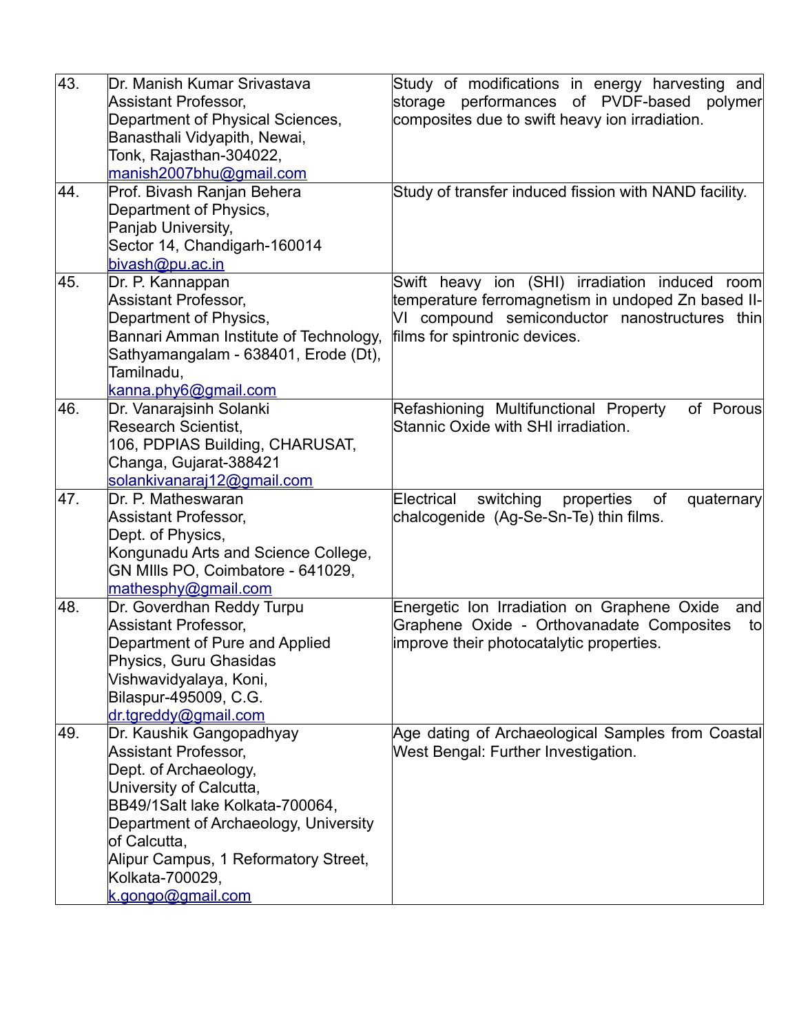| | | |
|---|---|---|
| 43. | Dr. Manish Kumar Srivastava<br>Assistant Professor,<br>Department of Physical Sciences,<br>Banasthali Vidyapith, Newai,<br>Tonk, Rajasthan-304022,<br>manish2007bhu@gmail.com | Study of modifications in energy harvesting and storage performances of PVDF-based polymer composites due to swift heavy ion irradiation. |
| 44. | Prof. Bivash Ranjan Behera<br>Department of Physics,<br>Panjab University,<br>Sector 14, Chandigarh-160014<br>bivash@pu.ac.in | Study of transfer induced fission with NAND facility. |
| 45. | Dr. P. Kannappan<br>Assistant Professor,<br>Department of Physics,<br>Bannari Amman Institute of Technology,<br>Sathyamangalam - 638401, Erode (Dt),<br>Tamilnadu,<br>kanna.phy6@gmail.com | Swift heavy ion (SHI) irradiation induced room temperature ferromagnetism in undoped Zn based II-VI compound semiconductor nanostructures thin films for spintronic devices. |
| 46. | Dr. Vanarajsinh Solanki<br>Research Scientist,<br>106, PDPIAS Building, CHARUSAT,<br>Changa, Gujarat-388421<br>solankivanaraj12@gmail.com | Refashioning Multifunctional Property of Porous Stannic Oxide with SHI irradiation. |
| 47. | Dr. P. Matheswaran<br>Assistant Professor,<br>Dept. of Physics,<br>Kongunadu Arts and Science College,<br>GN MIlls PO, Coimbatore - 641029,<br>mathesphy@gmail.com | Electrical switching properties of quaternary chalcogenide (Ag-Se-Sn-Te) thin films. |
| 48. | Dr. Goverdhan Reddy Turpu<br>Assistant Professor,<br>Department of Pure and Applied Physics, Guru Ghasidas Vishwavidyalaya, Koni,<br>Bilaspur-495009, C.G.<br>dr.tgreddy@gmail.com | Energetic Ion Irradiation on Graphene Oxide and Graphene Oxide - Orthovanadate Composites to improve their photocatalytic properties. |
| 49. | Dr. Kaushik Gangopadhyay<br>Assistant Professor,<br>Dept. of Archaeology,<br>University of Calcutta,<br>BB49/1Salt lake Kolkata-700064,<br>Department of Archaeology, University of Calcutta,<br>Alipur Campus, 1 Reformatory Street,<br>Kolkata-700029,<br>k.gongo@gmail.com | Age dating of Archaeological Samples from Coastal West Bengal: Further Investigation. |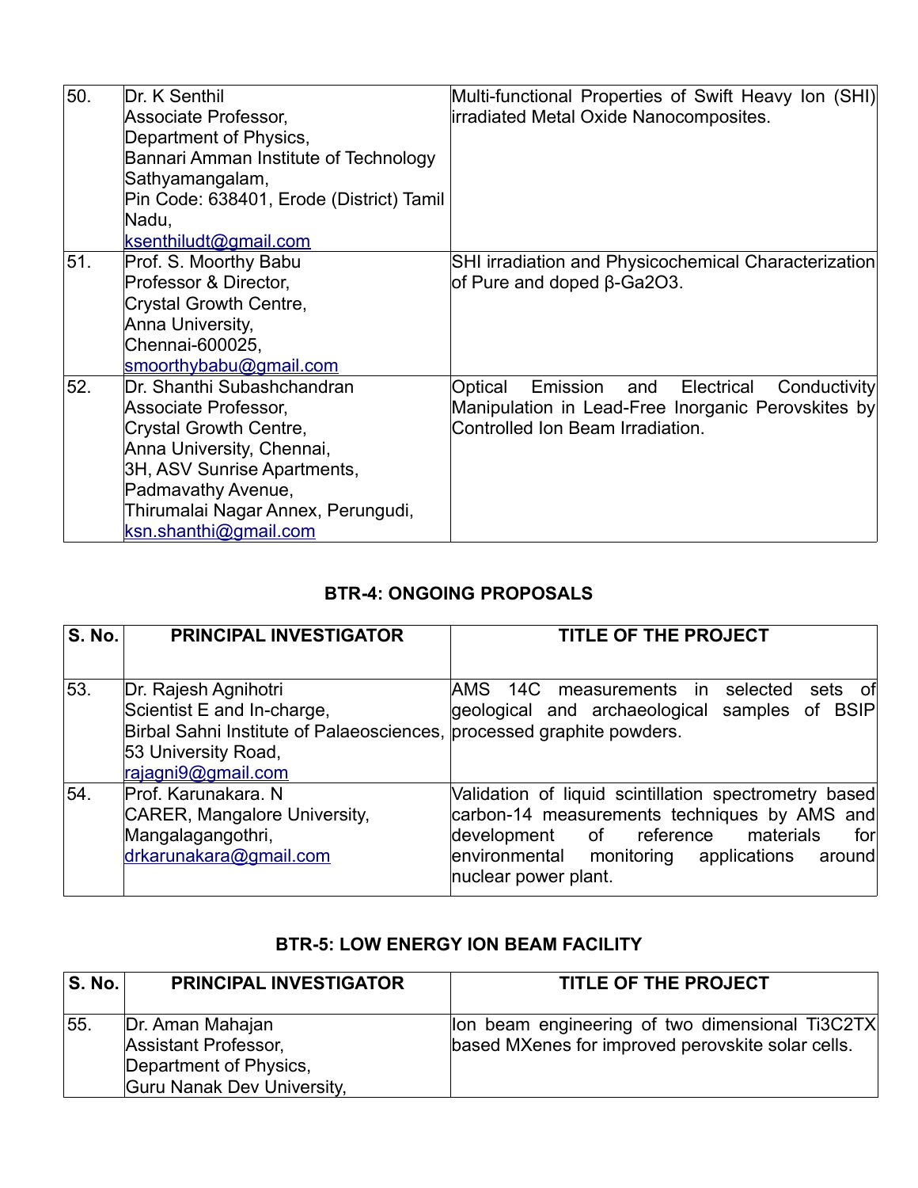| | | |
|---|---|---|
| 50. | Dr. K Senthil<br>Associate Professor,<br>Department of Physics,<br>Bannari Amman Institute of Technology Sathyamangalam,<br>Pin Code: 638401, Erode (District) Tamil Nadu,<br>ksenthiludt@gmail.com | Multi-functional Properties of Swift Heavy Ion (SHI) irradiated Metal Oxide Nanocomposites. |
| 51. | Prof. S. Moorthy Babu<br>Professor & Director,<br>Crystal Growth Centre,<br>Anna University,<br>Chennai-600025,<br>smoorthybabu@gmail.com | SHI irradiation and Physicochemical Characterization of Pure and doped β-$Ga_2O_3$. |
| 52. | Dr. Shanthi Subashchandran<br>Associate Professor,<br>Crystal Growth Centre,<br>Anna University, Chennai,<br>3H, ASV Sunrise Apartments,<br>Padmavathy Avenue,<br>Thirumalai Nagar Annex, Perungudi,<br>ksn.shanthi@gmail.com | Optical Emission and Electrical Conductivity Manipulation in Lead-Free Inorganic Perovskites by Controlled Ion Beam Irradiation. |

### BTR-4: ONGOING PROPOSALS

| S. No. | PRINCIPAL INVESTIGATOR | TITLE OF THE PROJECT |
|---|---|---|
| 53. | Dr. Rajesh Agnihotri<br>Scientist E and In-charge,<br>Birbal Sahni Institute of Palaeosciences,<br>53 University Road,<br>rajagni9@gmail.com | AMS 14C measurements in selected sets of geological and archaeological samples of BSIP processed graphite powders. |
| 54. | Prof. Karunakara. N<br>CARER, Mangalore University,<br>Mangalagangothri,<br>drkarunakara@gmail.com | Validation of liquid scintillation spectrometry based carbon-14 measurements techniques by AMS and development of reference materials for environmental monitoring applications around nuclear power plant. |

### BTR-5: LOW ENERGY ION BEAM FACILITY

| S. No. | PRINCIPAL INVESTIGATOR | TITLE OF THE PROJECT |
|---|---|---|
| 55. | Dr. Aman Mahajan<br>Assistant Professor,<br>Department of Physics,<br>Guru Nanak Dev University, | Ion beam engineering of two dimensional $Ti_3C_2T_X$ based MXenes for improved perovskite solar cells. |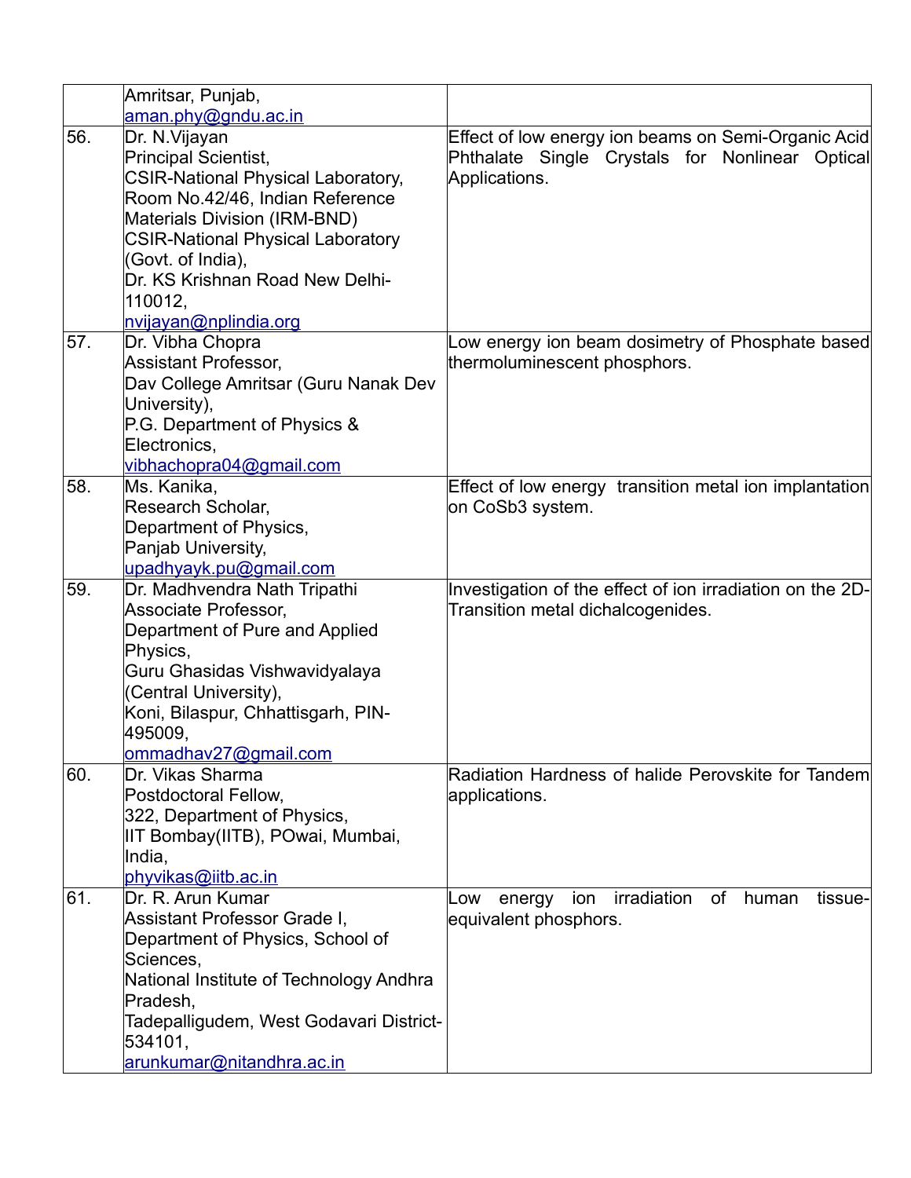| | | |
|---|---|---|
| | Amritsar, Punjab,<br>aman.phy@gndu.ac.in | |
| 56. | Dr. N.Vijayan<br>Principal Scientist,<br>CSIR-National Physical Laboratory,<br>Room No.42/46, Indian Reference Materials Division (IRM-BND)<br>CSIR-National Physical Laboratory (Govt. of India),<br>Dr. KS Krishnan Road New Delhi-110012,<br>nvijayan@nplindia.org | Effect of low energy ion beams on Semi-Organic Acid Phthalate Single Crystals for Nonlinear Optical Applications. |
| 57. | Dr. Vibha Chopra<br>Assistant Professor,<br>Dav College Amritsar (Guru Nanak Dev University),<br>P.G. Department of Physics & Electronics,<br>vibhachopra04@gmail.com | Low energy ion beam dosimetry of Phosphate based thermoluminescent phosphors. |
| 58. | Ms. Kanika,<br>Research Scholar,<br>Department of Physics,<br>Panjab University,<br>upadhyayk.pu@gmail.com | Effect of low energy transition metal ion implantation on $CoSb_3$ system. |
| 59. | Dr. Madhvendra Nath Tripathi<br>Associate Professor,<br>Department of Pure and Applied Physics,<br>Guru Ghasidas Vishwavidyalaya (Central University),<br>Koni, Bilaspur, Chhattisgarh, PIN-495009,<br>ommadhav27@gmail.com | Investigation of the effect of ion irradiation on the 2D-Transition metal dichalcogenides. |
| 60. | Dr. Vikas Sharma<br>Postdoctoral Fellow,<br>322, Department of Physics,<br>IIT Bombay(IITB), POwai, Mumbai, India,<br>phyvikas@iitb.ac.in | Radiation Hardness of halide Perovskite for Tandem applications. |
| 61. | Dr. R. Arun Kumar<br>Assistant Professor Grade I,<br>Department of Physics, School of Sciences,<br>National Institute of Technology Andhra Pradesh,<br>Tadepalligudem, West Godavari District-534101,<br>arunkumar@nitandhra.ac.in | Low energy ion irradiation of human tissue-equivalent phosphors. |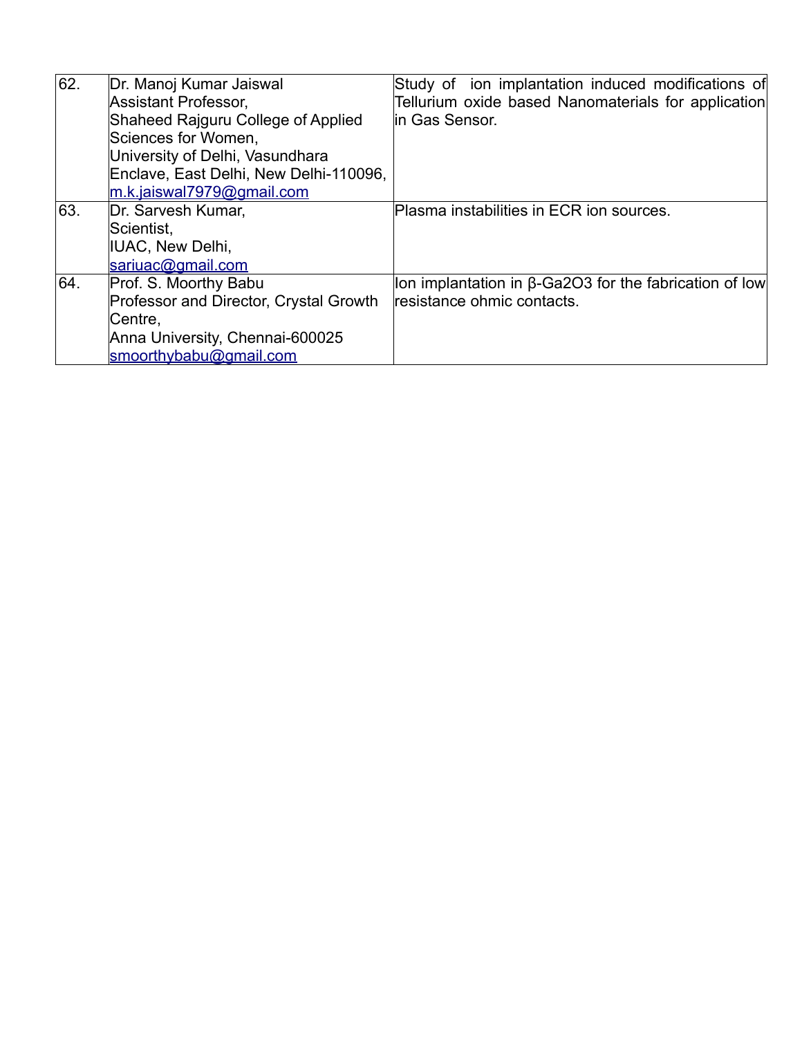| | | |
|---|---|---|
| 62. | Dr. Manoj Kumar Jaiswal<br>Assistant Professor,<br>Shaheed Rajguru College of Applied Sciences for Women,<br>University of Delhi, Vasundhara Enclave, East Delhi, New Delhi-110096,<br>m.k.jaiswal7979@gmail.com | Study of ion implantation induced modifications of Tellurium oxide based Nanomaterials for application in Gas Sensor. |
| 63. | Dr. Sarvesh Kumar,<br>Scientist,<br>IUAC, New Delhi,<br>sariuac@gmail.com | Plasma instabilities in ECR ion sources. |
| 64. | Prof. S. Moorthy Babu<br>Professor and Director, Crystal Growth Centre,<br>Anna University, Chennai-600025<br>smoorthybabu@gmail.com | Ion implantation in β-$Ga_2O_3$ for the fabrication of low resistance ohmic contacts. |